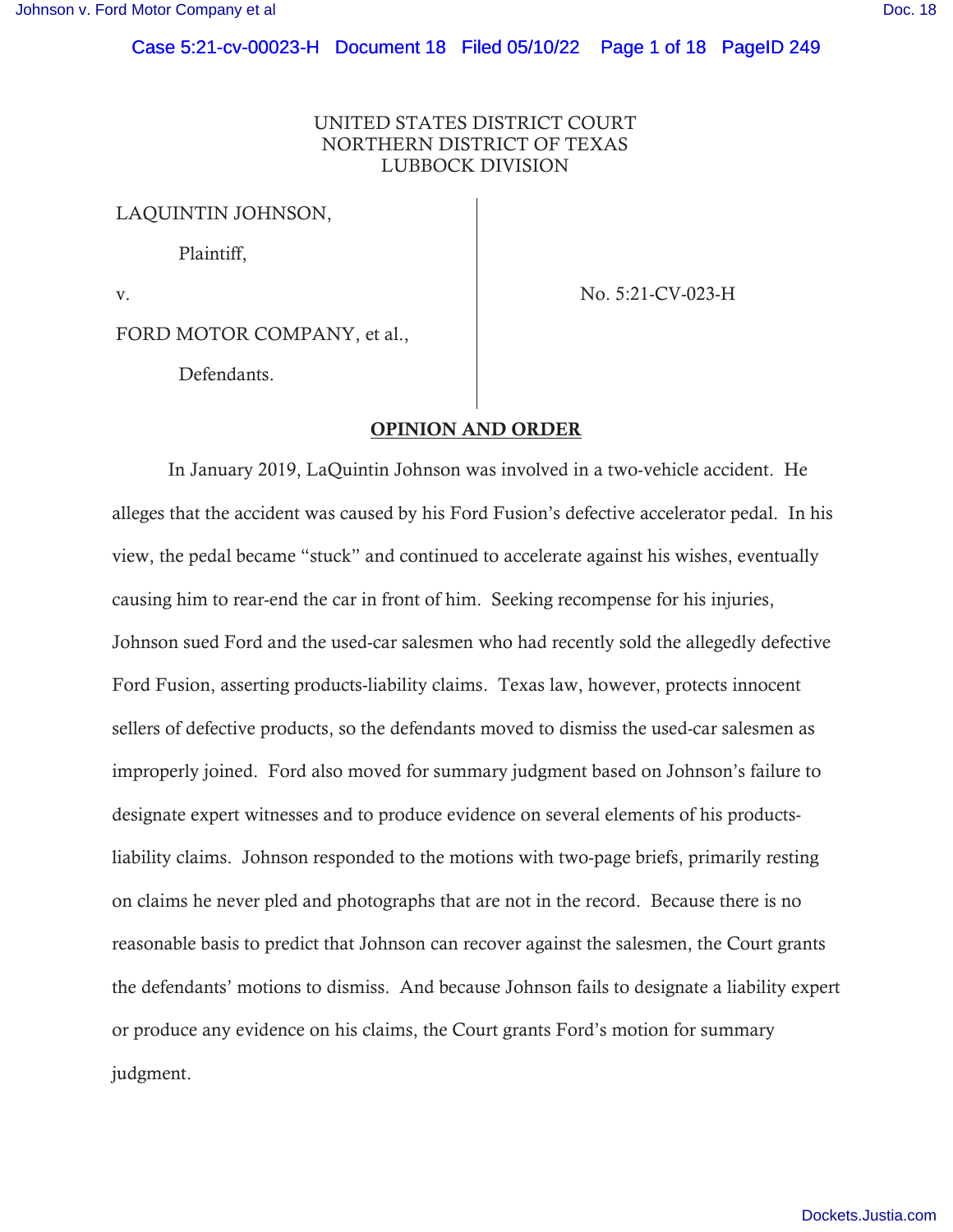UNITED STATES DISTRICT COURT
NORTHERN DISTRICT OF TEXAS
LUBBOCK DIVISION

| | |
|---|---|
| LAQUINTIN JOHNSON,<br><br>Plaintiff,<br><br>v.<br><br>FORD MOTOR COMPANY, et al.,<br><br>Defendants. | No. 5:21-CV-023-H |

**OPINION AND ORDER**

In January 2019, LaQuintin Johnson was involved in a two-vehicle accident. He alleges that the accident was caused by his Ford Fusion's defective accelerator pedal. In his view, the pedal became "stuck" and continued to accelerate against his wishes, eventually causing him to rear-end the car in front of him. Seeking recompense for his injuries, Johnson sued Ford and the used-car salesmen who had recently sold the allegedly defective Ford Fusion, asserting products-liability claims. Texas law, however, protects innocent sellers of defective products, so the defendants moved to dismiss the used-car salesmen as improperly joined. Ford also moved for summary judgment based on Johnson's failure to designate expert witnesses and to produce evidence on several elements of his products-liability claims. Johnson responded to the motions with two-page briefs, primarily resting on claims he never pled and photographs that are not in the record. Because there is no reasonable basis to predict that Johnson can recover against the salesmen, the Court grants the defendants' motions to dismiss. And because Johnson fails to designate a liability expert or produce any evidence on his claims, the Court grants Ford's motion for summary judgment.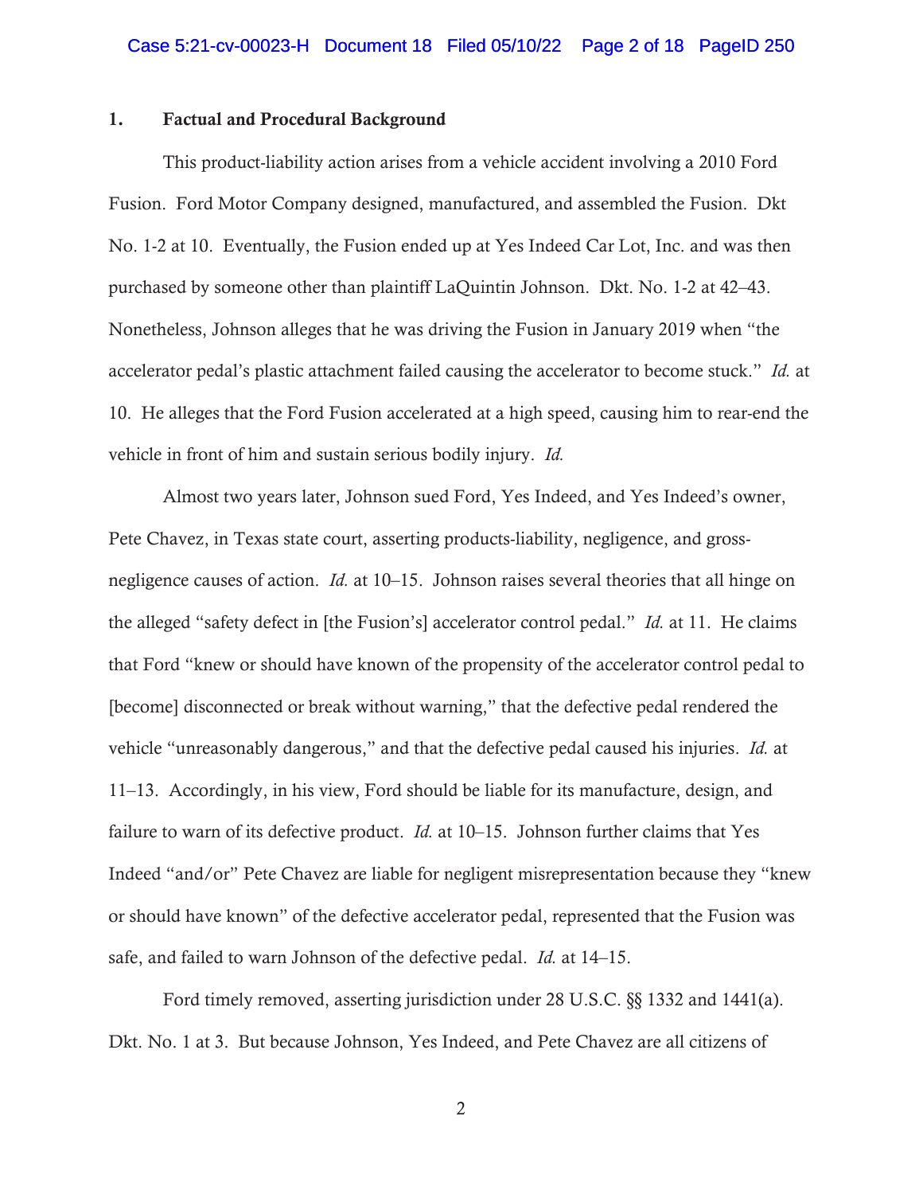## 1. Factual and Procedural Background

This product-liability action arises from a vehicle accident involving a 2010 Ford Fusion. Ford Motor Company designed, manufactured, and assembled the Fusion. Dkt No. 1-2 at 10. Eventually, the Fusion ended up at Yes Indeed Car Lot, Inc. and was then purchased by someone other than plaintiff LaQuintin Johnson. Dkt. No. 1-2 at 42–43. Nonetheless, Johnson alleges that he was driving the Fusion in January 2019 when "the accelerator pedal's plastic attachment failed causing the accelerator to become stuck." *Id.* at 10. He alleges that the Ford Fusion accelerated at a high speed, causing him to rear-end the vehicle in front of him and sustain serious bodily injury. *Id.*

Almost two years later, Johnson sued Ford, Yes Indeed, and Yes Indeed's owner, Pete Chavez, in Texas state court, asserting products-liability, negligence, and gross-negligence causes of action. *Id.* at 10–15. Johnson raises several theories that all hinge on the alleged "safety defect in [the Fusion's] accelerator control pedal." *Id.* at 11. He claims that Ford "knew or should have known of the propensity of the accelerator control pedal to [become] disconnected or break without warning," that the defective pedal rendered the vehicle "unreasonably dangerous," and that the defective pedal caused his injuries. *Id.* at 11–13. Accordingly, in his view, Ford should be liable for its manufacture, design, and failure to warn of its defective product. *Id.* at 10–15. Johnson further claims that Yes Indeed "and/or" Pete Chavez are liable for negligent misrepresentation because they "knew or should have known" of the defective accelerator pedal, represented that the Fusion was safe, and failed to warn Johnson of the defective pedal. *Id.* at 14–15.

Ford timely removed, asserting jurisdiction under 28 U.S.C. §§ 1332 and 1441(a). Dkt. No. 1 at 3. But because Johnson, Yes Indeed, and Pete Chavez are all citizens of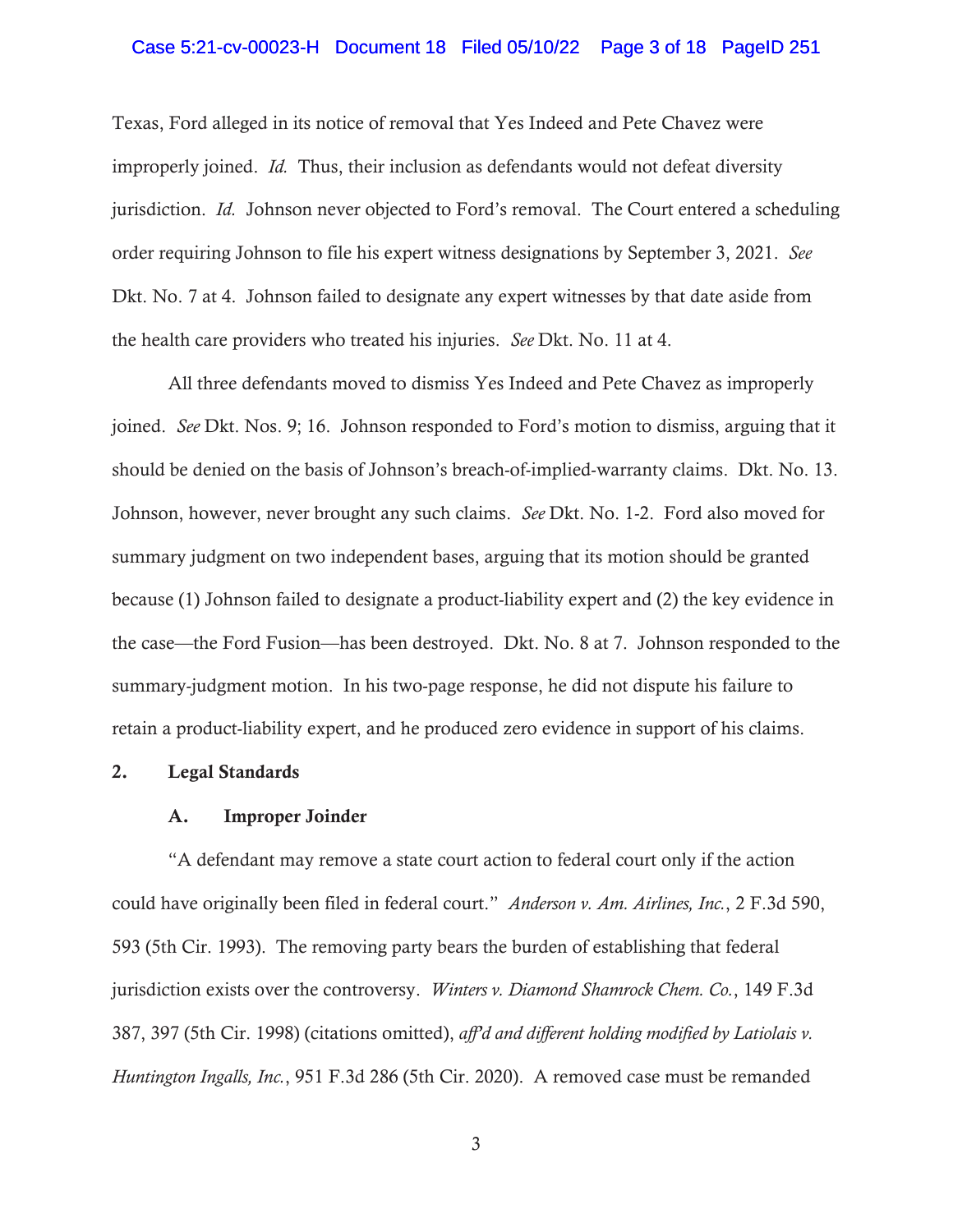Texas, Ford alleged in its notice of removal that Yes Indeed and Pete Chavez were improperly joined. *Id.* Thus, their inclusion as defendants would not defeat diversity jurisdiction. *Id.* Johnson never objected to Ford's removal. The Court entered a scheduling order requiring Johnson to file his expert witness designations by September 3, 2021. *See* Dkt. No. 7 at 4. Johnson failed to designate any expert witnesses by that date aside from the health care providers who treated his injuries. *See* Dkt. No. 11 at 4.

All three defendants moved to dismiss Yes Indeed and Pete Chavez as improperly joined. *See* Dkt. Nos. 9; 16. Johnson responded to Ford's motion to dismiss, arguing that it should be denied on the basis of Johnson's breach-of-implied-warranty claims. Dkt. No. 13. Johnson, however, never brought any such claims. *See* Dkt. No. 1-2. Ford also moved for summary judgment on two independent bases, arguing that its motion should be granted because (1) Johnson failed to designate a product-liability expert and (2) the key evidence in the case—the Ford Fusion—has been destroyed. Dkt. No. 8 at 7. Johnson responded to the summary-judgment motion. In his two-page response, he did not dispute his failure to retain a product-liability expert, and he produced zero evidence in support of his claims.

## 2. Legal Standards

### A. Improper Joinder

"A defendant may remove a state court action to federal court only if the action could have originally been filed in federal court." *Anderson v. Am. Airlines, Inc.*, 2 F.3d 590, 593 (5th Cir. 1993). The removing party bears the burden of establishing that federal jurisdiction exists over the controversy. *Winters v. Diamond Shamrock Chem. Co.*, 149 F.3d 387, 397 (5th Cir. 1998) (citations omitted), *aff'd and different holding modified by Latiolais v. Huntington Ingalls, Inc.*, 951 F.3d 286 (5th Cir. 2020). A removed case must be remanded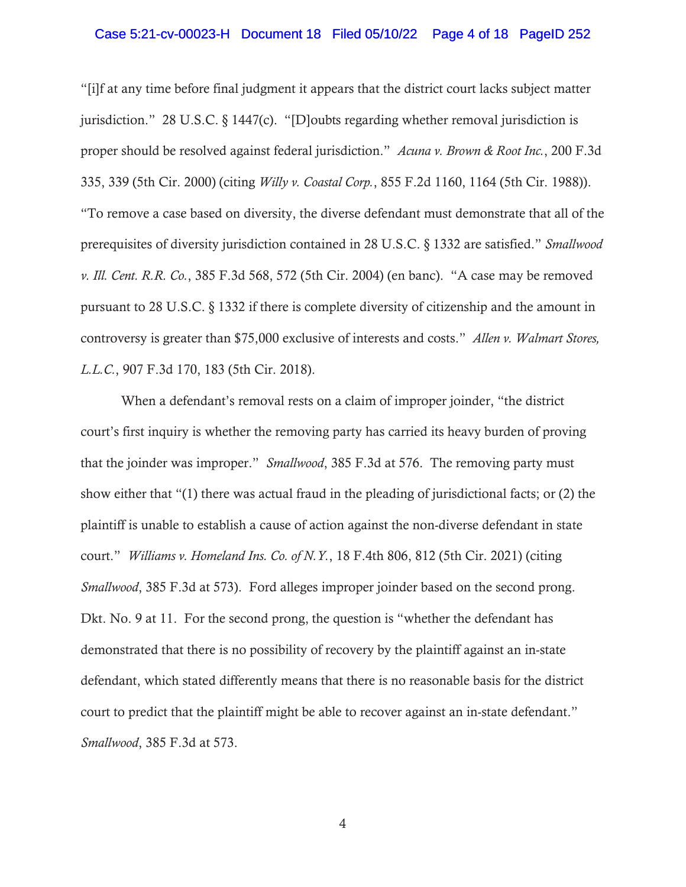"[i]f at any time before final judgment it appears that the district court lacks subject matter jurisdiction." 28 U.S.C. § 1447(c). "[D]oubts regarding whether removal jurisdiction is proper should be resolved against federal jurisdiction." *Acuna v. Brown & Root Inc.*, 200 F.3d 335, 339 (5th Cir. 2000) (citing *Willy v. Coastal Corp.*, 855 F.2d 1160, 1164 (5th Cir. 1988)). "To remove a case based on diversity, the diverse defendant must demonstrate that all of the prerequisites of diversity jurisdiction contained in 28 U.S.C. § 1332 are satisfied." *Smallwood v. Ill. Cent. R.R. Co.*, 385 F.3d 568, 572 (5th Cir. 2004) (en banc). "A case may be removed pursuant to 28 U.S.C. § 1332 if there is complete diversity of citizenship and the amount in controversy is greater than $75,000 exclusive of interests and costs." *Allen v. Walmart Stores, L.L.C.*, 907 F.3d 170, 183 (5th Cir. 2018).

When a defendant's removal rests on a claim of improper joinder, "the district court's first inquiry is whether the removing party has carried its heavy burden of proving that the joinder was improper." *Smallwood*, 385 F.3d at 576. The removing party must show either that "(1) there was actual fraud in the pleading of jurisdictional facts; or (2) the plaintiff is unable to establish a cause of action against the non-diverse defendant in state court." *Williams v. Homeland Ins. Co. of N.Y.*, 18 F.4th 806, 812 (5th Cir. 2021) (citing *Smallwood*, 385 F.3d at 573). Ford alleges improper joinder based on the second prong. Dkt. No. 9 at 11. For the second prong, the question is "whether the defendant has demonstrated that there is no possibility of recovery by the plaintiff against an in-state defendant, which stated differently means that there is no reasonable basis for the district court to predict that the plaintiff might be able to recover against an in-state defendant." *Smallwood*, 385 F.3d at 573.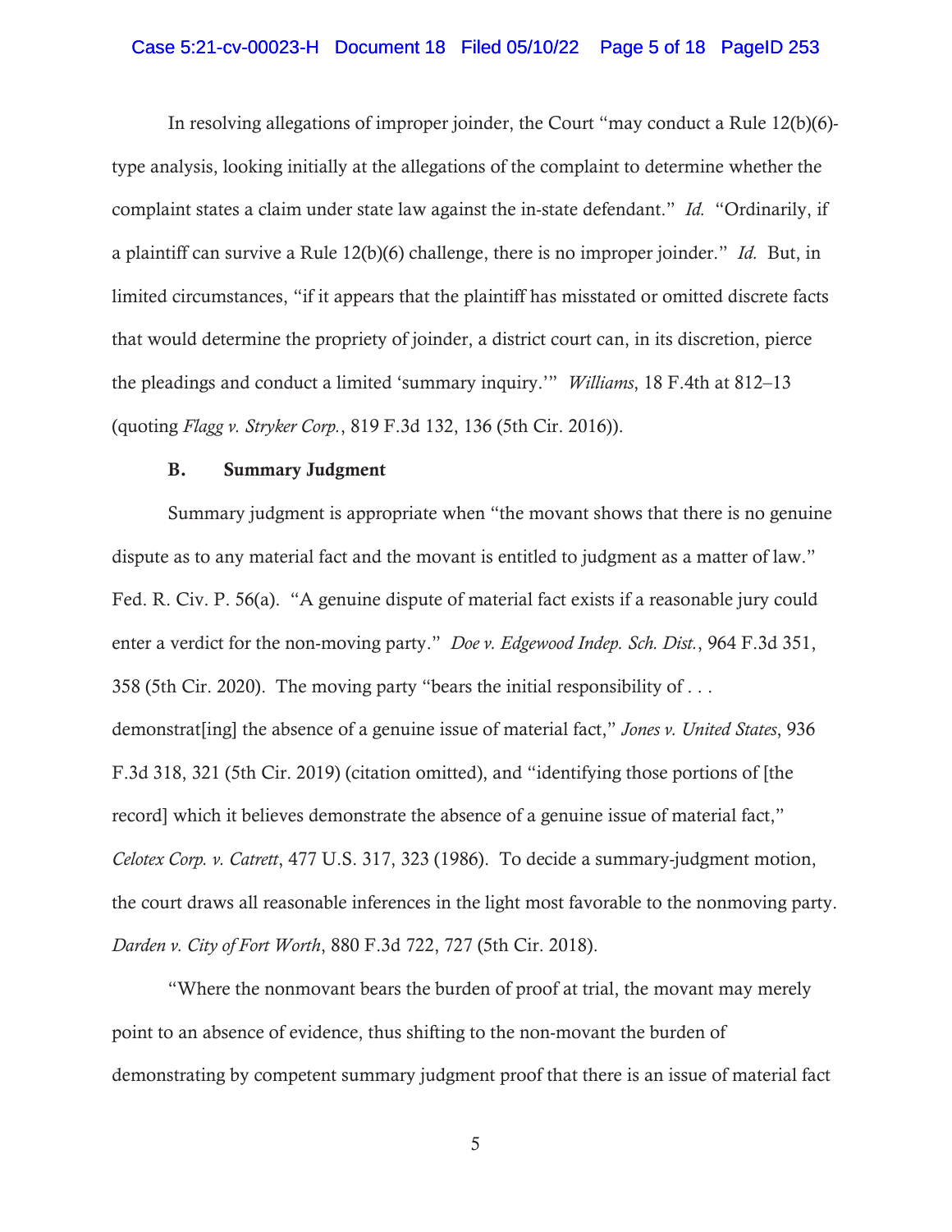In resolving allegations of improper joinder, the Court "may conduct a Rule 12(b)(6)-type analysis, looking initially at the allegations of the complaint to determine whether the complaint states a claim under state law against the in-state defendant." *Id.* "Ordinarily, if a plaintiff can survive a Rule 12(b)(6) challenge, there is no improper joinder." *Id.* But, in limited circumstances, "if it appears that the plaintiff has misstated or omitted discrete facts that would determine the propriety of joinder, a district court can, in its discretion, pierce the pleadings and conduct a limited 'summary inquiry.'" *Williams*, 18 F.4th at 812–13 (quoting *Flagg v. Stryker Corp.*, 819 F.3d 132, 136 (5th Cir. 2016)).

### B. Summary Judgment

Summary judgment is appropriate when "the movant shows that there is no genuine dispute as to any material fact and the movant is entitled to judgment as a matter of law." Fed. R. Civ. P. 56(a). "A genuine dispute of material fact exists if a reasonable jury could enter a verdict for the non-moving party." *Doe v. Edgewood Indep. Sch. Dist.*, 964 F.3d 351, 358 (5th Cir. 2020). The moving party "bears the initial responsibility of . . . demonstrat[ing] the absence of a genuine issue of material fact," *Jones v. United States*, 936 F.3d 318, 321 (5th Cir. 2019) (citation omitted), and "identifying those portions of [the record] which it believes demonstrate the absence of a genuine issue of material fact," *Celotex Corp. v. Catrett*, 477 U.S. 317, 323 (1986). To decide a summary-judgment motion, the court draws all reasonable inferences in the light most favorable to the nonmoving party. *Darden v. City of Fort Worth*, 880 F.3d 722, 727 (5th Cir. 2018).

"Where the nonmovant bears the burden of proof at trial, the movant may merely point to an absence of evidence, thus shifting to the non-movant the burden of demonstrating by competent summary judgment proof that there is an issue of material fact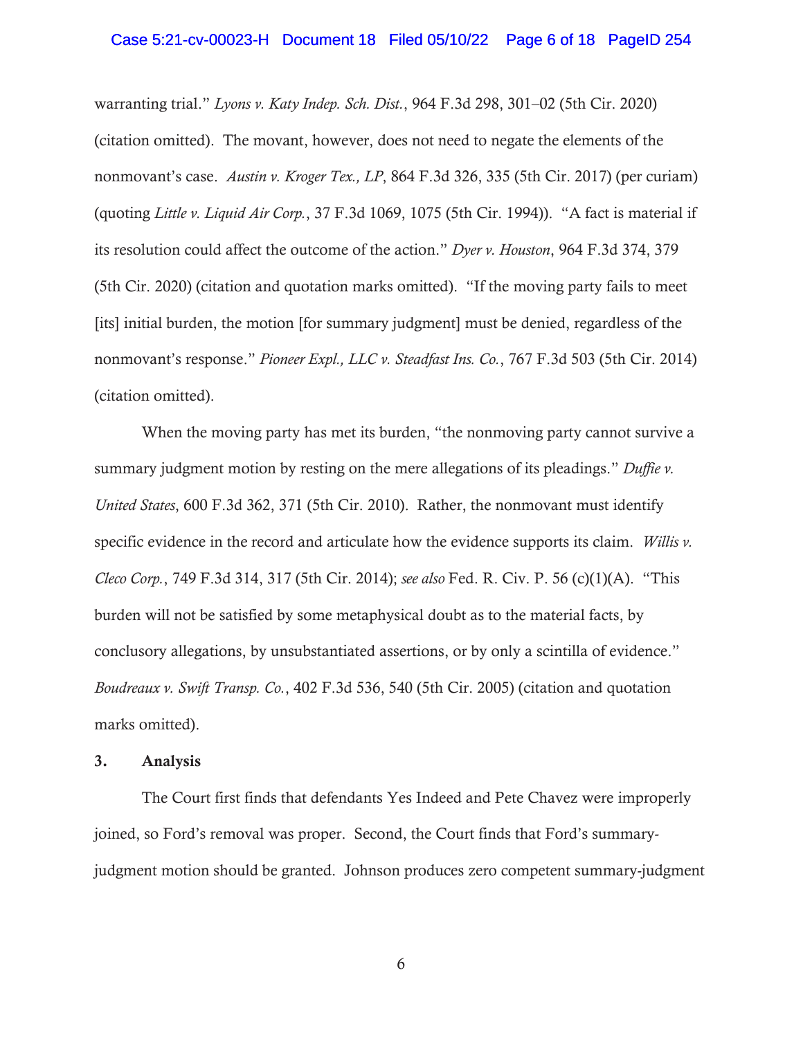warranting trial." *Lyons v. Katy Indep. Sch. Dist.*, 964 F.3d 298, 301–02 (5th Cir. 2020) (citation omitted). The movant, however, does not need to negate the elements of the nonmovant's case. *Austin v. Kroger Tex., LP*, 864 F.3d 326, 335 (5th Cir. 2017) (per curiam) (quoting *Little v. Liquid Air Corp.*, 37 F.3d 1069, 1075 (5th Cir. 1994)). "A fact is material if its resolution could affect the outcome of the action." *Dyer v. Houston*, 964 F.3d 374, 379 (5th Cir. 2020) (citation and quotation marks omitted). "If the moving party fails to meet [its] initial burden, the motion [for summary judgment] must be denied, regardless of the nonmovant's response." *Pioneer Expl., LLC v. Steadfast Ins. Co.*, 767 F.3d 503 (5th Cir. 2014) (citation omitted).

When the moving party has met its burden, "the nonmoving party cannot survive a summary judgment motion by resting on the mere allegations of its pleadings." *Duffie v. United States*, 600 F.3d 362, 371 (5th Cir. 2010). Rather, the nonmovant must identify specific evidence in the record and articulate how the evidence supports its claim. *Willis v. Cleco Corp.*, 749 F.3d 314, 317 (5th Cir. 2014); *see also* Fed. R. Civ. P. 56 (c)(1)(A). "This burden will not be satisfied by some metaphysical doubt as to the material facts, by conclusory allegations, by unsubstantiated assertions, or by only a scintilla of evidence." *Boudreaux v. Swift Transp. Co.*, 402 F.3d 536, 540 (5th Cir. 2005) (citation and quotation marks omitted).

### 3. Analysis

The Court first finds that defendants Yes Indeed and Pete Chavez were improperly joined, so Ford's removal was proper. Second, the Court finds that Ford's summary-judgment motion should be granted. Johnson produces zero competent summary-judgment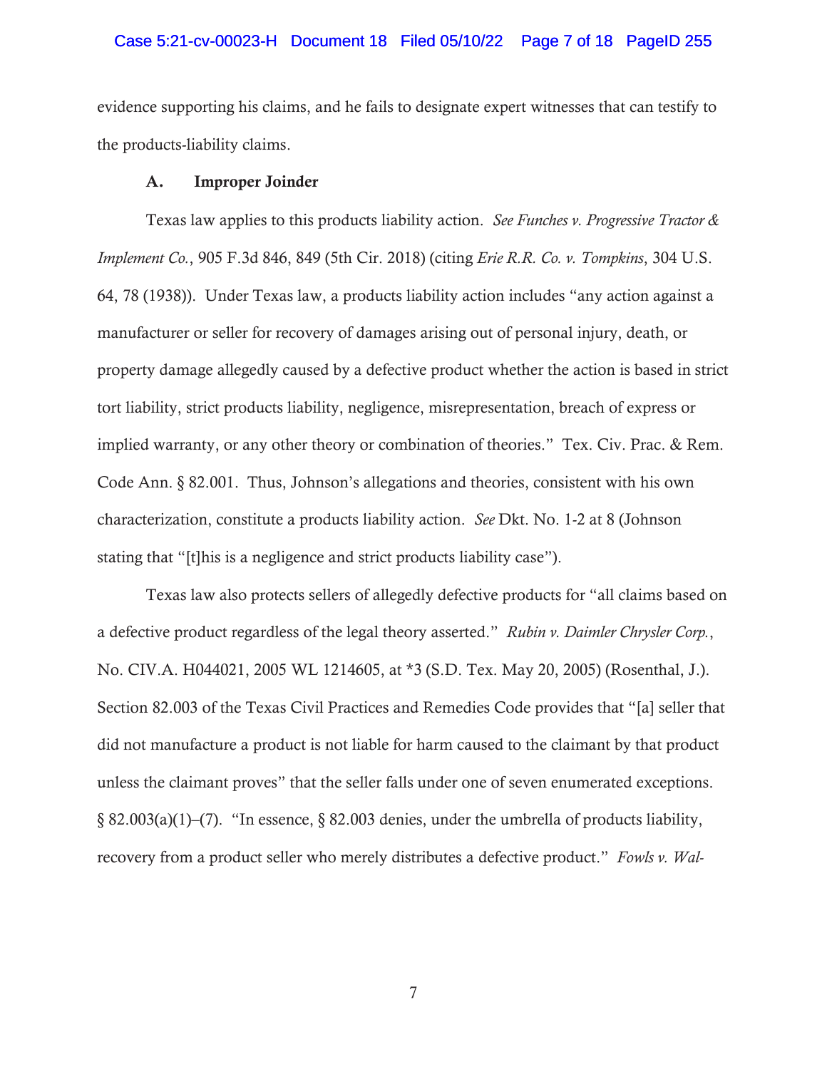evidence supporting his claims, and he fails to designate expert witnesses that can testify to the products-liability claims.

### A. Improper Joinder

Texas law applies to this products liability action. *See Funches v. Progressive Tractor & Implement Co.*, 905 F.3d 846, 849 (5th Cir. 2018) (citing *Erie R.R. Co. v. Tompkins*, 304 U.S. 64, 78 (1938)). Under Texas law, a products liability action includes "any action against a manufacturer or seller for recovery of damages arising out of personal injury, death, or property damage allegedly caused by a defective product whether the action is based in strict tort liability, strict products liability, negligence, misrepresentation, breach of express or implied warranty, or any other theory or combination of theories." Tex. Civ. Prac. & Rem. Code Ann. § 82.001. Thus, Johnson's allegations and theories, consistent with his own characterization, constitute a products liability action. *See* Dkt. No. 1-2 at 8 (Johnson stating that "[t]his is a negligence and strict products liability case").

Texas law also protects sellers of allegedly defective products for "all claims based on a defective product regardless of the legal theory asserted." *Rubin v. Daimler Chrysler Corp.*, No. CIV.A. H044021, 2005 WL 1214605, at *3 (S.D. Tex. May 20, 2005) (Rosenthal, J.). Section 82.003 of the Texas Civil Practices and Remedies Code provides that "[a] seller that did not manufacture a product is not liable for harm caused to the claimant by that product unless the claimant proves" that the seller falls under one of seven enumerated exceptions. § 82.003(a)(1)–(7). "In essence, § 82.003 denies, under the umbrella of products liability, recovery from a product seller who merely distributes a defective product." *Fowls v. Wal-*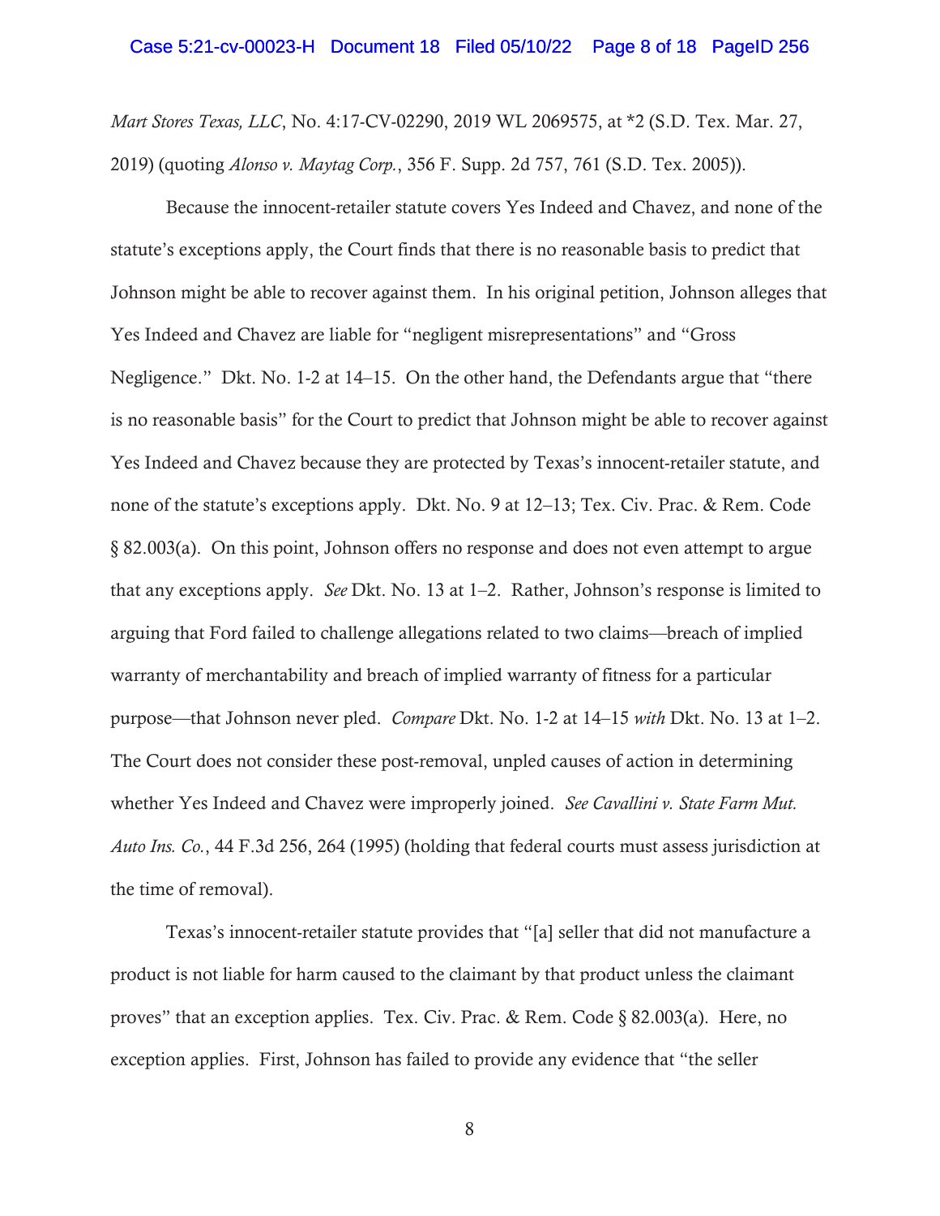*Mart Stores Texas, LLC*, No. 4:17-CV-02290, 2019 WL 2069575, at *2 (S.D. Tex. Mar. 27, 2019) (quoting *Alonso v. Maytag Corp.*, 356 F. Supp. 2d 757, 761 (S.D. Tex. 2005)).

Because the innocent-retailer statute covers Yes Indeed and Chavez, and none of the statute's exceptions apply, the Court finds that there is no reasonable basis to predict that Johnson might be able to recover against them. In his original petition, Johnson alleges that Yes Indeed and Chavez are liable for "negligent misrepresentations" and "Gross Negligence." Dkt. No. 1-2 at 14–15. On the other hand, the Defendants argue that "there is no reasonable basis" for the Court to predict that Johnson might be able to recover against Yes Indeed and Chavez because they are protected by Texas's innocent-retailer statute, and none of the statute's exceptions apply. Dkt. No. 9 at 12–13; Tex. Civ. Prac. & Rem. Code § 82.003(a). On this point, Johnson offers no response and does not even attempt to argue that any exceptions apply. *See* Dkt. No. 13 at 1–2. Rather, Johnson's response is limited to arguing that Ford failed to challenge allegations related to two claims—breach of implied warranty of merchantability and breach of implied warranty of fitness for a particular purpose—that Johnson never pled. *Compare* Dkt. No. 1-2 at 14–15 *with* Dkt. No. 13 at 1–2. The Court does not consider these post-removal, unpled causes of action in determining whether Yes Indeed and Chavez were improperly joined. *See Cavallini v. State Farm Mut. Auto Ins. Co.*, 44 F.3d 256, 264 (1995) (holding that federal courts must assess jurisdiction at the time of removal).

Texas's innocent-retailer statute provides that "[a] seller that did not manufacture a product is not liable for harm caused to the claimant by that product unless the claimant proves" that an exception applies. Tex. Civ. Prac. & Rem. Code § 82.003(a). Here, no exception applies. First, Johnson has failed to provide any evidence that "the seller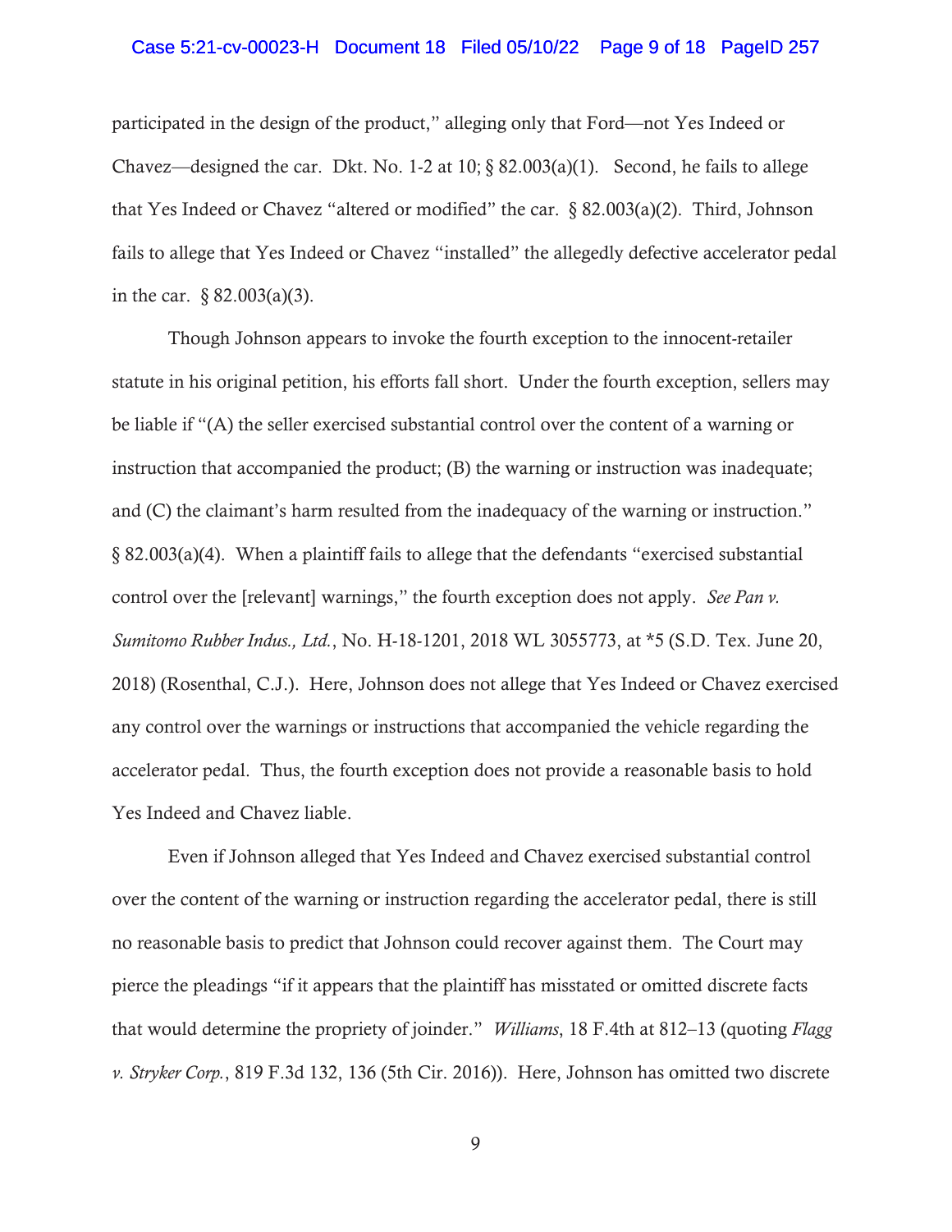participated in the design of the product," alleging only that Ford—not Yes Indeed or Chavez—designed the car. Dkt. No. 1-2 at 10; § 82.003(a)(1). Second, he fails to allege that Yes Indeed or Chavez "altered or modified" the car. § 82.003(a)(2). Third, Johnson fails to allege that Yes Indeed or Chavez "installed" the allegedly defective accelerator pedal in the car. § 82.003(a)(3).

Though Johnson appears to invoke the fourth exception to the innocent-retailer statute in his original petition, his efforts fall short. Under the fourth exception, sellers may be liable if "(A) the seller exercised substantial control over the content of a warning or instruction that accompanied the product; (B) the warning or instruction was inadequate; and (C) the claimant's harm resulted from the inadequacy of the warning or instruction." § 82.003(a)(4). When a plaintiff fails to allege that the defendants "exercised substantial control over the [relevant] warnings," the fourth exception does not apply. *See Pan v. Sumitomo Rubber Indus., Ltd.*, No. H-18-1201, 2018 WL 3055773, at *5 (S.D. Tex. June 20, 2018) (Rosenthal, C.J.). Here, Johnson does not allege that Yes Indeed or Chavez exercised any control over the warnings or instructions that accompanied the vehicle regarding the accelerator pedal. Thus, the fourth exception does not provide a reasonable basis to hold Yes Indeed and Chavez liable.

Even if Johnson alleged that Yes Indeed and Chavez exercised substantial control over the content of the warning or instruction regarding the accelerator pedal, there is still no reasonable basis to predict that Johnson could recover against them. The Court may pierce the pleadings "if it appears that the plaintiff has misstated or omitted discrete facts that would determine the propriety of joinder." *Williams*, 18 F.4th at 812–13 (quoting *Flagg v. Stryker Corp.*, 819 F.3d 132, 136 (5th Cir. 2016)). Here, Johnson has omitted two discrete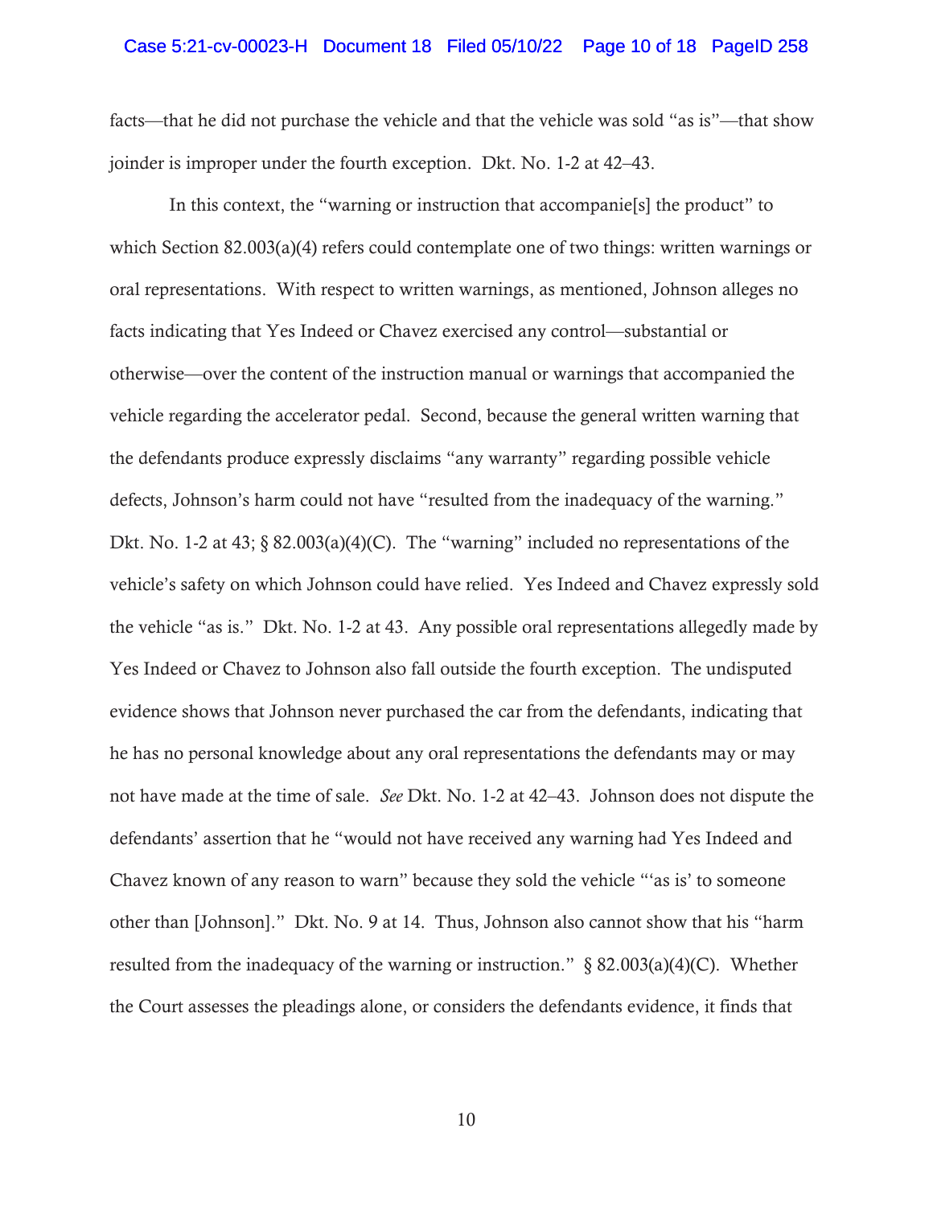facts—that he did not purchase the vehicle and that the vehicle was sold "as is"—that show joinder is improper under the fourth exception. Dkt. No. 1-2 at 42–43.

In this context, the "warning or instruction that accompanie[s] the product" to which Section 82.003(a)(4) refers could contemplate one of two things: written warnings or oral representations. With respect to written warnings, as mentioned, Johnson alleges no facts indicating that Yes Indeed or Chavez exercised any control—substantial or otherwise—over the content of the instruction manual or warnings that accompanied the vehicle regarding the accelerator pedal. Second, because the general written warning that the defendants produce expressly disclaims "any warranty" regarding possible vehicle defects, Johnson's harm could not have "resulted from the inadequacy of the warning." Dkt. No. 1-2 at 43; § 82.003(a)(4)(C). The "warning" included no representations of the vehicle's safety on which Johnson could have relied. Yes Indeed and Chavez expressly sold the vehicle "as is." Dkt. No. 1-2 at 43. Any possible oral representations allegedly made by Yes Indeed or Chavez to Johnson also fall outside the fourth exception. The undisputed evidence shows that Johnson never purchased the car from the defendants, indicating that he has no personal knowledge about any oral representations the defendants may or may not have made at the time of sale. *See* Dkt. No. 1-2 at 42–43. Johnson does not dispute the defendants' assertion that he "would not have received any warning had Yes Indeed and Chavez known of any reason to warn" because they sold the vehicle "'as is' to someone other than [Johnson]." Dkt. No. 9 at 14. Thus, Johnson also cannot show that his "harm resulted from the inadequacy of the warning or instruction." § 82.003(a)(4)(C). Whether the Court assesses the pleadings alone, or considers the defendants evidence, it finds that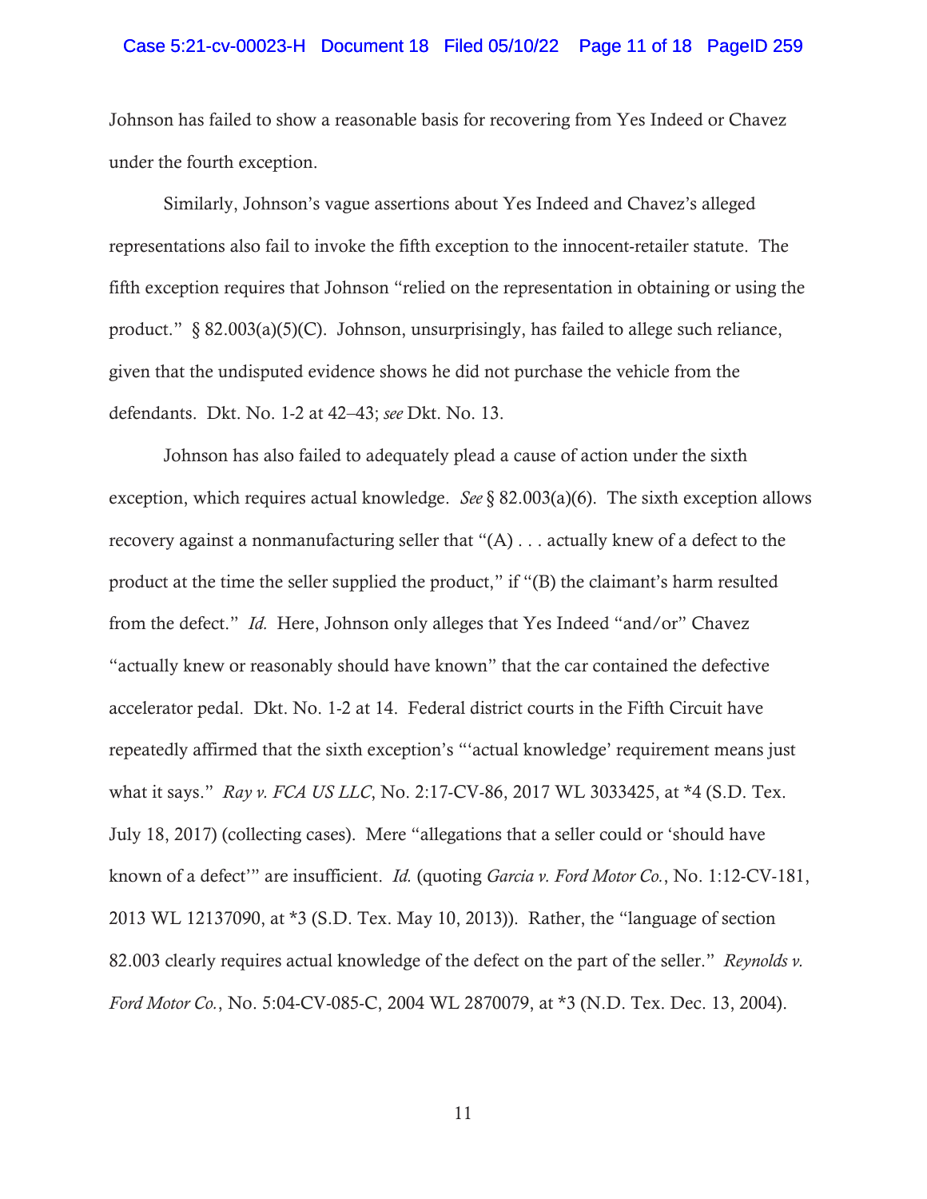Johnson has failed to show a reasonable basis for recovering from Yes Indeed or Chavez under the fourth exception.

Similarly, Johnson's vague assertions about Yes Indeed and Chavez's alleged representations also fail to invoke the fifth exception to the innocent-retailer statute. The fifth exception requires that Johnson "relied on the representation in obtaining or using the product." § 82.003(a)(5)(C). Johnson, unsurprisingly, has failed to allege such reliance, given that the undisputed evidence shows he did not purchase the vehicle from the defendants. Dkt. No. 1-2 at 42–43; *see* Dkt. No. 13.

Johnson has also failed to adequately plead a cause of action under the sixth exception, which requires actual knowledge. *See* § 82.003(a)(6). The sixth exception allows recovery against a nonmanufacturing seller that "(A) . . . actually knew of a defect to the product at the time the seller supplied the product," if "(B) the claimant's harm resulted from the defect." *Id.* Here, Johnson only alleges that Yes Indeed "and/or" Chavez "actually knew or reasonably should have known" that the car contained the defective accelerator pedal. Dkt. No. 1-2 at 14. Federal district courts in the Fifth Circuit have repeatedly affirmed that the sixth exception's "'actual knowledge' requirement means just what it says." *Ray v. FCA US LLC*, No. 2:17-CV-86, 2017 WL 3033425, at *4 (S.D. Tex. July 18, 2017) (collecting cases). Mere "allegations that a seller could or 'should have known of a defect'" are insufficient. *Id.* (quoting *Garcia v. Ford Motor Co.*, No. 1:12-CV-181, 2013 WL 12137090, at *3 (S.D. Tex. May 10, 2013)). Rather, the "language of section 82.003 clearly requires actual knowledge of the defect on the part of the seller." *Reynolds v. Ford Motor Co.*, No. 5:04-CV-085-C, 2004 WL 2870079, at *3 (N.D. Tex. Dec. 13, 2004).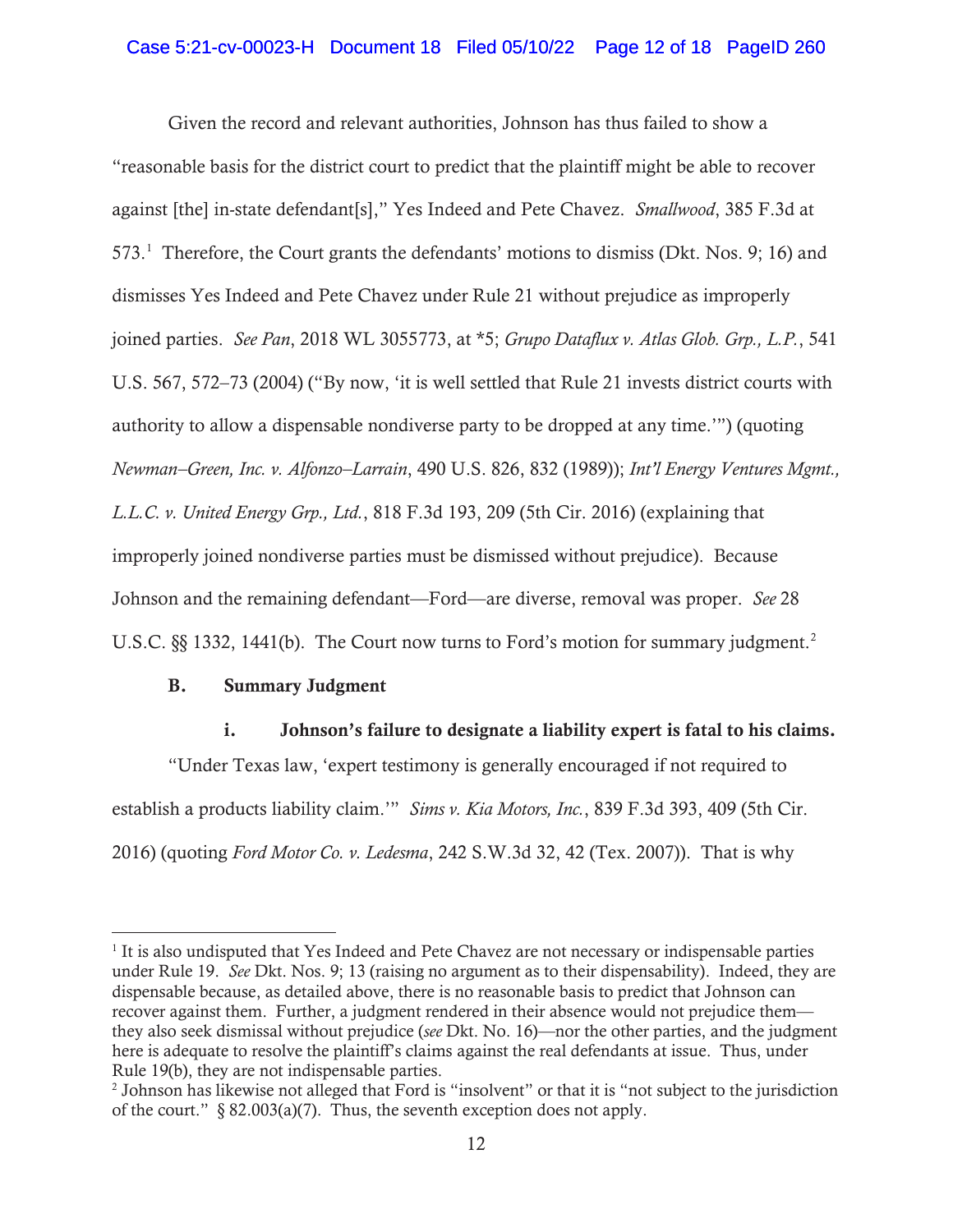Given the record and relevant authorities, Johnson has thus failed to show a "reasonable basis for the district court to predict that the plaintiff might be able to recover against [the] in-state defendant[s]," Yes Indeed and Pete Chavez. *Smallwood*, 385 F.3d at 573.[1] Therefore, the Court grants the defendants' motions to dismiss (Dkt. Nos. 9; 16) and dismisses Yes Indeed and Pete Chavez under Rule 21 without prejudice as improperly joined parties. *See Pan*, 2018 WL 3055773, at *5; *Grupo Dataflux v. Atlas Glob. Grp., L.P.*, 541 U.S. 567, 572–73 (2004) ("By now, 'it is well settled that Rule 21 invests district courts with authority to allow a dispensable nondiverse party to be dropped at any time.'") (quoting *Newman–Green, Inc. v. Alfonzo–Larrain*, 490 U.S. 826, 832 (1989)); *Int'l Energy Ventures Mgmt., L.L.C. v. United Energy Grp., Ltd.*, 818 F.3d 193, 209 (5th Cir. 2016) (explaining that improperly joined nondiverse parties must be dismissed without prejudice). Because Johnson and the remaining defendant—Ford—are diverse, removal was proper. *See* 28 U.S.C. §§ 1332, 1441(b). The Court now turns to Ford's motion for summary judgment.[2]

### B. Summary Judgment

#### i. Johnson's failure to designate a liability expert is fatal to his claims.

"Under Texas law, 'expert testimony is generally encouraged if not required to establish a products liability claim.'" *Sims v. Kia Motors, Inc.*, 839 F.3d 393, 409 (5th Cir. 2016) (quoting *Ford Motor Co. v. Ledesma*, 242 S.W.3d 32, 42 (Tex. 2007)). That is why

---

[1] It is also undisputed that Yes Indeed and Pete Chavez are not necessary or indispensable parties under Rule 19. *See* Dkt. Nos. 9; 13 (raising no argument as to their dispensability). Indeed, they are dispensable because, as detailed above, there is no reasonable basis to predict that Johnson can recover against them. Further, a judgment rendered in their absence would not prejudice them—they also seek dismissal without prejudice (*see* Dkt. No. 16)—nor the other parties, and the judgment here is adequate to resolve the plaintiff's claims against the real defendants at issue. Thus, under Rule 19(b), they are not indispensable parties.

[2] Johnson has likewise not alleged that Ford is "insolvent" or that it is "not subject to the jurisdiction of the court." § 82.003(a)(7). Thus, the seventh exception does not apply.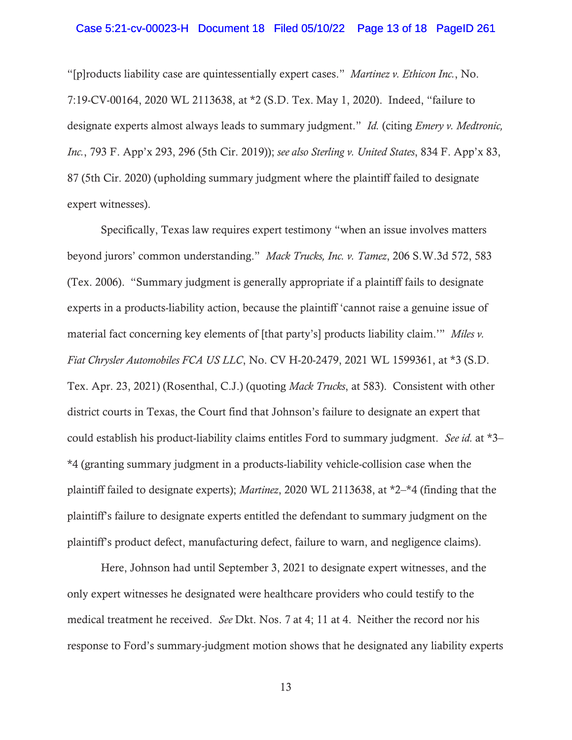"[p]roducts liability case are quintessentially expert cases." *Martinez v. Ethicon Inc.*, No. 7:19-CV-00164, 2020 WL 2113638, at *2 (S.D. Tex. May 1, 2020). Indeed, "failure to designate experts almost always leads to summary judgment." *Id.* (citing *Emery v. Medtronic, Inc.*, 793 F. App'x 293, 296 (5th Cir. 2019)); *see also Sterling v. United States*, 834 F. App'x 83, 87 (5th Cir. 2020) (upholding summary judgment where the plaintiff failed to designate expert witnesses).

Specifically, Texas law requires expert testimony "when an issue involves matters beyond jurors' common understanding." *Mack Trucks, Inc. v. Tamez*, 206 S.W.3d 572, 583 (Tex. 2006). "Summary judgment is generally appropriate if a plaintiff fails to designate experts in a products-liability action, because the plaintiff 'cannot raise a genuine issue of material fact concerning key elements of [that party's] products liability claim.'" *Miles v. Fiat Chrysler Automobiles FCA US LLC*, No. CV H-20-2479, 2021 WL 1599361, at *3 (S.D. Tex. Apr. 23, 2021) (Rosenthal, C.J.) (quoting *Mack Trucks*, at 583). Consistent with other district courts in Texas, the Court find that Johnson's failure to designate an expert that could establish his product-liability claims entitles Ford to summary judgment. *See id.* at *3–*4 (granting summary judgment in a products-liability vehicle-collision case when the plaintiff failed to designate experts); *Martinez*, 2020 WL 2113638, at *2–*4 (finding that the plaintiff's failure to designate experts entitled the defendant to summary judgment on the plaintiff's product defect, manufacturing defect, failure to warn, and negligence claims).

Here, Johnson had until September 3, 2021 to designate expert witnesses, and the only expert witnesses he designated were healthcare providers who could testify to the medical treatment he received. *See* Dkt. Nos. 7 at 4; 11 at 4. Neither the record nor his response to Ford's summary-judgment motion shows that he designated any liability experts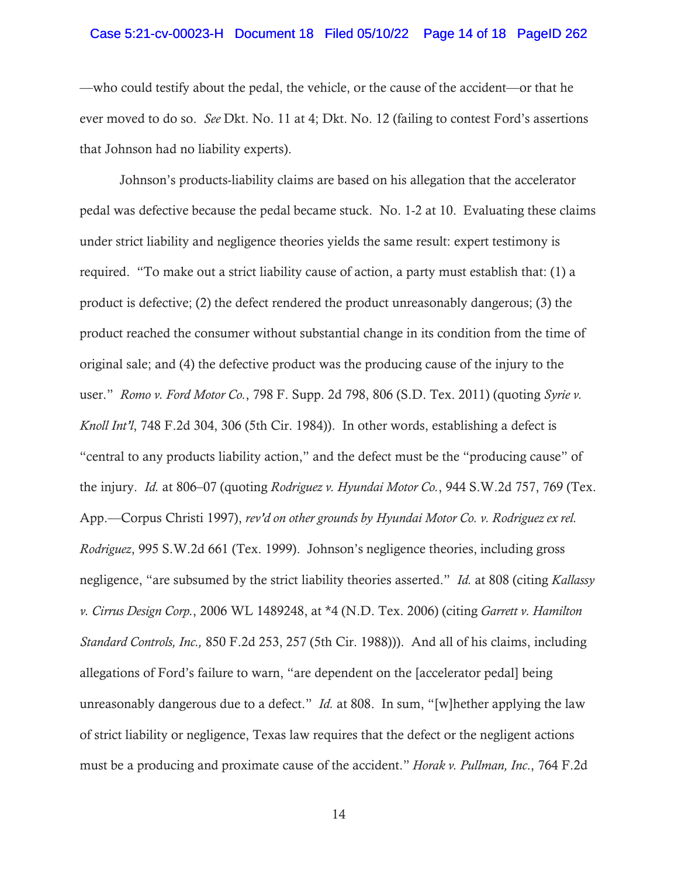—who could testify about the pedal, the vehicle, or the cause of the accident—or that he ever moved to do so. *See* Dkt. No. 11 at 4; Dkt. No. 12 (failing to contest Ford's assertions that Johnson had no liability experts).

Johnson's products-liability claims are based on his allegation that the accelerator pedal was defective because the pedal became stuck. No. 1-2 at 10. Evaluating these claims under strict liability and negligence theories yields the same result: expert testimony is required. "To make out a strict liability cause of action, a party must establish that: (1) a product is defective; (2) the defect rendered the product unreasonably dangerous; (3) the product reached the consumer without substantial change in its condition from the time of original sale; and (4) the defective product was the producing cause of the injury to the user." *Romo v. Ford Motor Co.*, 798 F. Supp. 2d 798, 806 (S.D. Tex. 2011) (quoting *Syrie v. Knoll Int'l*, 748 F.2d 304, 306 (5th Cir. 1984)). In other words, establishing a defect is "central to any products liability action," and the defect must be the "producing cause" of the injury. *Id.* at 806–07 (quoting *Rodriguez v. Hyundai Motor Co.*, 944 S.W.2d 757, 769 (Tex. App.—Corpus Christi 1997), *rev'd on other grounds by Hyundai Motor Co. v. Rodriguez ex rel. Rodriguez*, 995 S.W.2d 661 (Tex. 1999). Johnson's negligence theories, including gross negligence, "are subsumed by the strict liability theories asserted." *Id.* at 808 (citing *Kallassy v. Cirrus Design Corp.*, 2006 WL 1489248, at *4 (N.D. Tex. 2006) (citing *Garrett v. Hamilton Standard Controls, Inc.,* 850 F.2d 253, 257 (5th Cir. 1988))). And all of his claims, including allegations of Ford's failure to warn, "are dependent on the [accelerator pedal] being unreasonably dangerous due to a defect." *Id.* at 808. In sum, "[w]hether applying the law of strict liability or negligence, Texas law requires that the defect or the negligent actions must be a producing and proximate cause of the accident." *Horak v. Pullman, Inc.*, 764 F.2d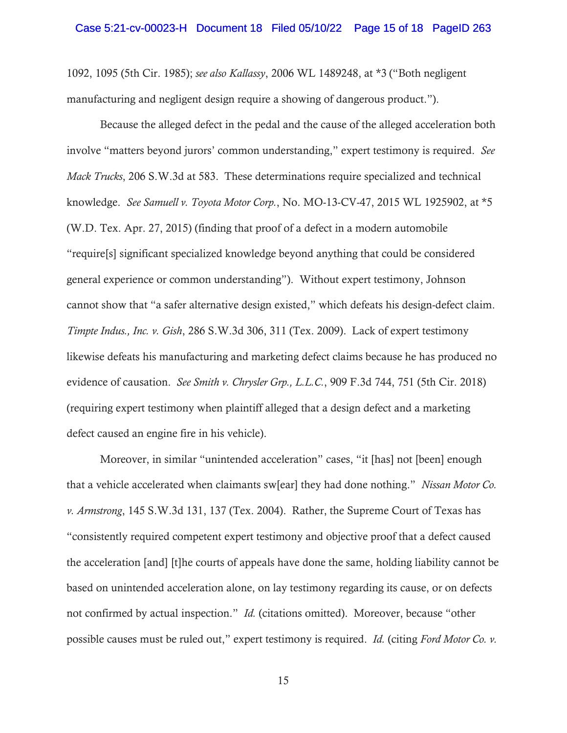1092, 1095 (5th Cir. 1985); *see also Kallassy*, 2006 WL 1489248, at *3 ("Both negligent manufacturing and negligent design require a showing of dangerous product.").

Because the alleged defect in the pedal and the cause of the alleged acceleration both involve "matters beyond jurors' common understanding," expert testimony is required. *See Mack Trucks*, 206 S.W.3d at 583. These determinations require specialized and technical knowledge. *See Samuell v. Toyota Motor Corp.*, No. MO-13-CV-47, 2015 WL 1925902, at *5 (W.D. Tex. Apr. 27, 2015) (finding that proof of a defect in a modern automobile "require[s] significant specialized knowledge beyond anything that could be considered general experience or common understanding"). Without expert testimony, Johnson cannot show that "a safer alternative design existed," which defeats his design-defect claim. *Timpte Indus., Inc. v. Gish*, 286 S.W.3d 306, 311 (Tex. 2009). Lack of expert testimony likewise defeats his manufacturing and marketing defect claims because he has produced no evidence of causation. *See Smith v. Chrysler Grp., L.L.C.*, 909 F.3d 744, 751 (5th Cir. 2018) (requiring expert testimony when plaintiff alleged that a design defect and a marketing defect caused an engine fire in his vehicle).

Moreover, in similar "unintended acceleration" cases, "it [has] not [been] enough that a vehicle accelerated when claimants sw[ear] they had done nothing." *Nissan Motor Co. v. Armstrong*, 145 S.W.3d 131, 137 (Tex. 2004). Rather, the Supreme Court of Texas has "consistently required competent expert testimony and objective proof that a defect caused the acceleration [and] [t]he courts of appeals have done the same, holding liability cannot be based on unintended acceleration alone, on lay testimony regarding its cause, or on defects not confirmed by actual inspection." *Id.* (citations omitted). Moreover, because "other possible causes must be ruled out," expert testimony is required. *Id.* (citing *Ford Motor Co. v.*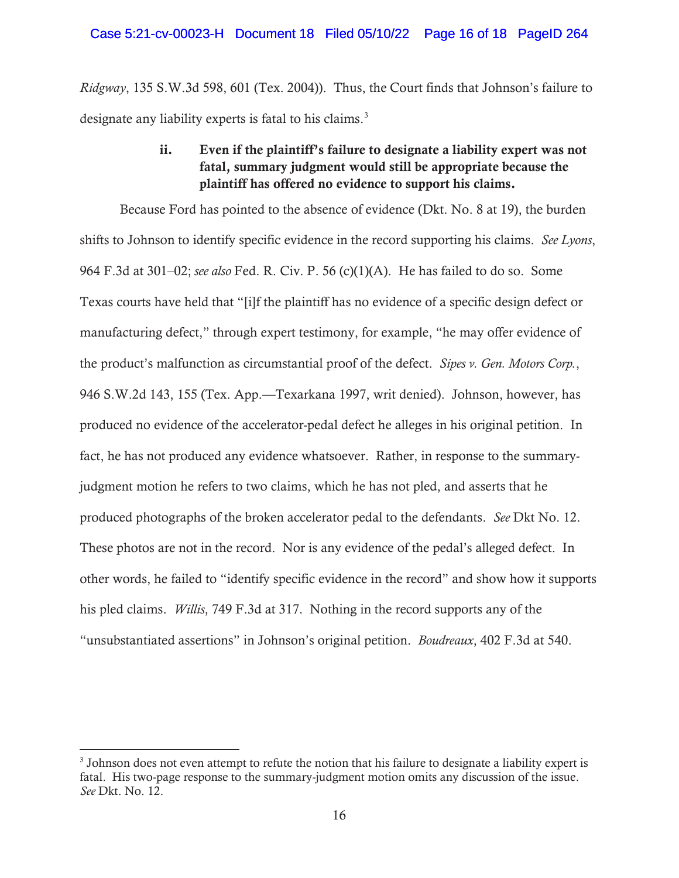*Ridgway*, 135 S.W.3d 598, 601 (Tex. 2004)). Thus, the Court finds that Johnson's failure to designate any liability experts is fatal to his claims.[3]

#### ii. Even if the plaintiff's failure to designate a liability expert was not fatal, summary judgment would still be appropriate because the plaintiff has offered no evidence to support his claims.

Because Ford has pointed to the absence of evidence (Dkt. No. 8 at 19), the burden shifts to Johnson to identify specific evidence in the record supporting his claims. *See Lyons*, 964 F.3d at 301–02; *see also* Fed. R. Civ. P. 56 (c)(1)(A). He has failed to do so. Some Texas courts have held that "[i]f the plaintiff has no evidence of a specific design defect or manufacturing defect," through expert testimony, for example, "he may offer evidence of the product's malfunction as circumstantial proof of the defect. *Sipes v. Gen. Motors Corp.*, 946 S.W.2d 143, 155 (Tex. App.—Texarkana 1997, writ denied). Johnson, however, has produced no evidence of the accelerator-pedal defect he alleges in his original petition. In fact, he has not produced any evidence whatsoever. Rather, in response to the summary-judgment motion he refers to two claims, which he has not pled, and asserts that he produced photographs of the broken accelerator pedal to the defendants. *See* Dkt No. 12. These photos are not in the record. Nor is any evidence of the pedal's alleged defect. In other words, he failed to "identify specific evidence in the record" and show how it supports his pled claims. *Willis*, 749 F.3d at 317. Nothing in the record supports any of the "unsubstantiated assertions" in Johnson's original petition. *Boudreaux*, 402 F.3d at 540.

---

[3] Johnson does not even attempt to refute the notion that his failure to designate a liability expert is fatal. His two-page response to the summary-judgment motion omits any discussion of the issue. *See* Dkt. No. 12.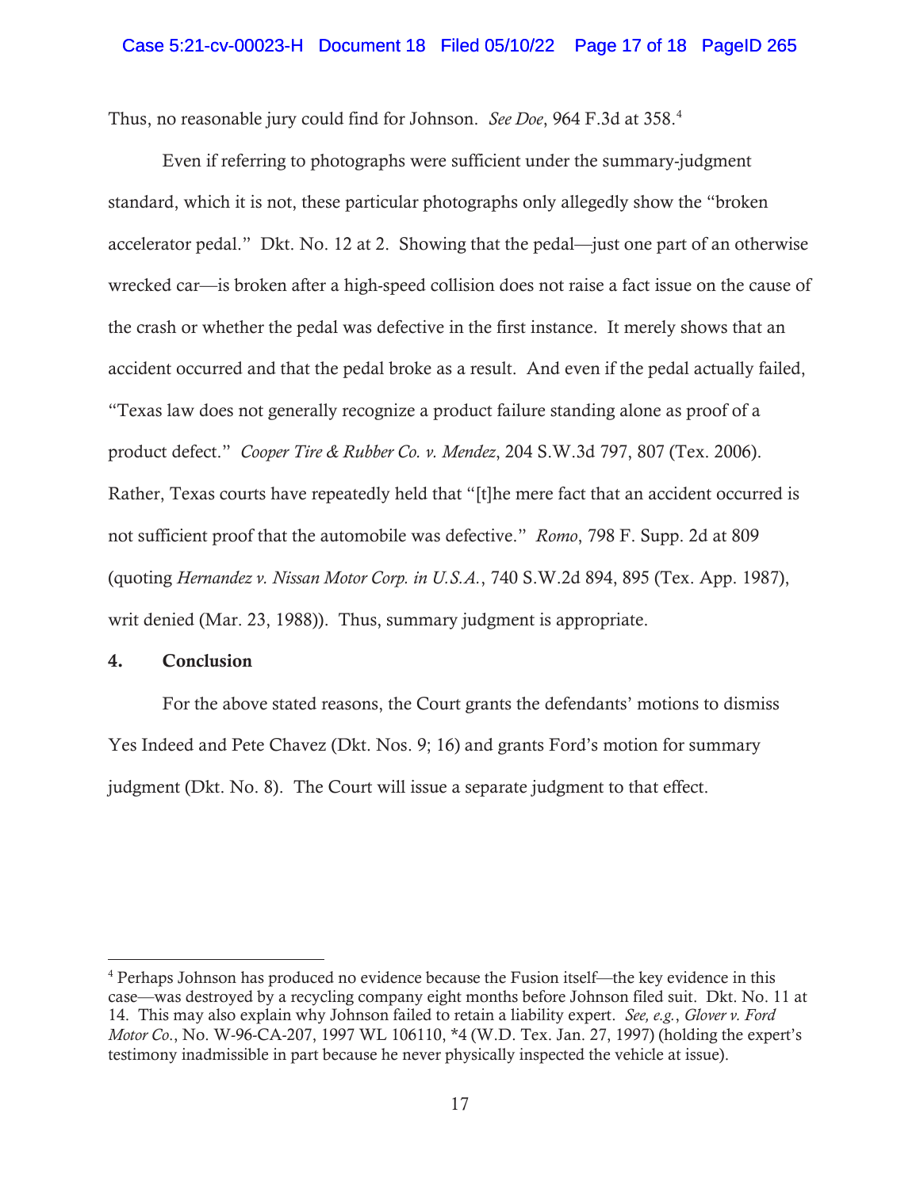Thus, no reasonable jury could find for Johnson. *See Doe*, 964 F.3d at 358.[4]

Even if referring to photographs were sufficient under the summary-judgment standard, which it is not, these particular photographs only allegedly show the "broken accelerator pedal." Dkt. No. 12 at 2. Showing that the pedal—just one part of an otherwise wrecked car—is broken after a high-speed collision does not raise a fact issue on the cause of the crash or whether the pedal was defective in the first instance. It merely shows that an accident occurred and that the pedal broke as a result. And even if the pedal actually failed, "Texas law does not generally recognize a product failure standing alone as proof of a product defect." *Cooper Tire & Rubber Co. v. Mendez*, 204 S.W.3d 797, 807 (Tex. 2006). Rather, Texas courts have repeatedly held that "[t]he mere fact that an accident occurred is not sufficient proof that the automobile was defective." *Romo*, 798 F. Supp. 2d at 809 (quoting *Hernandez v. Nissan Motor Corp. in U.S.A.*, 740 S.W.2d 894, 895 (Tex. App. 1987), writ denied (Mar. 23, 1988)). Thus, summary judgment is appropriate.

**4. Conclusion**

For the above stated reasons, the Court grants the defendants' motions to dismiss Yes Indeed and Pete Chavez (Dkt. Nos. 9; 16) and grants Ford's motion for summary judgment (Dkt. No. 8). The Court will issue a separate judgment to that effect.

---

[4] Perhaps Johnson has produced no evidence because the Fusion itself—the key evidence in this case—was destroyed by a recycling company eight months before Johnson filed suit. Dkt. No. 11 at 14. This may also explain why Johnson failed to retain a liability expert. *See, e.g.*, *Glover v. Ford Motor Co.*, No. W-96-CA-207, 1997 WL 106110, *4 (W.D. Tex. Jan. 27, 1997) (holding the expert's testimony inadmissible in part because he never physically inspected the vehicle at issue).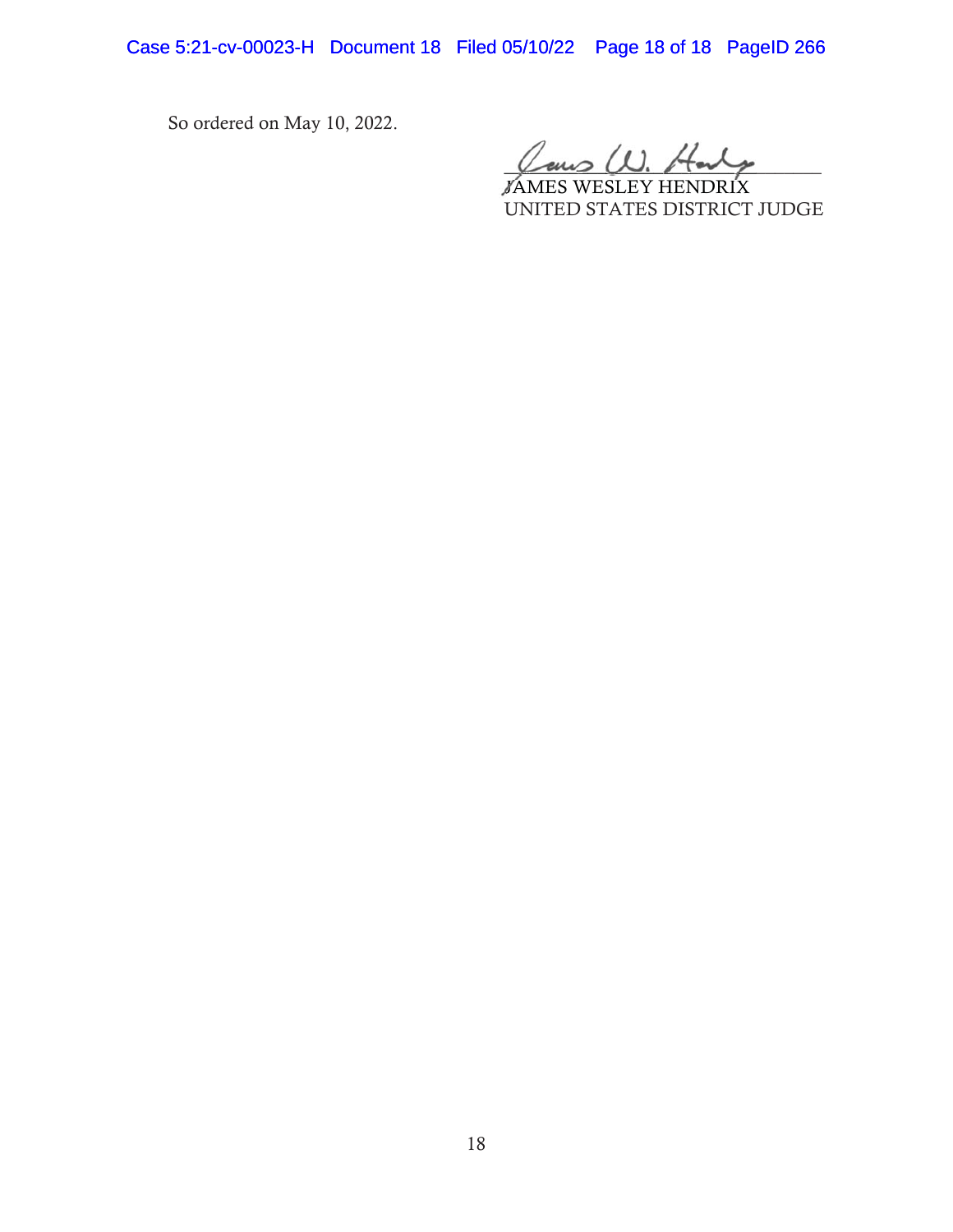So ordered on May 10, 2022.

JAMES WESLEY HENDRIX
UNITED STATES DISTRICT JUDGE